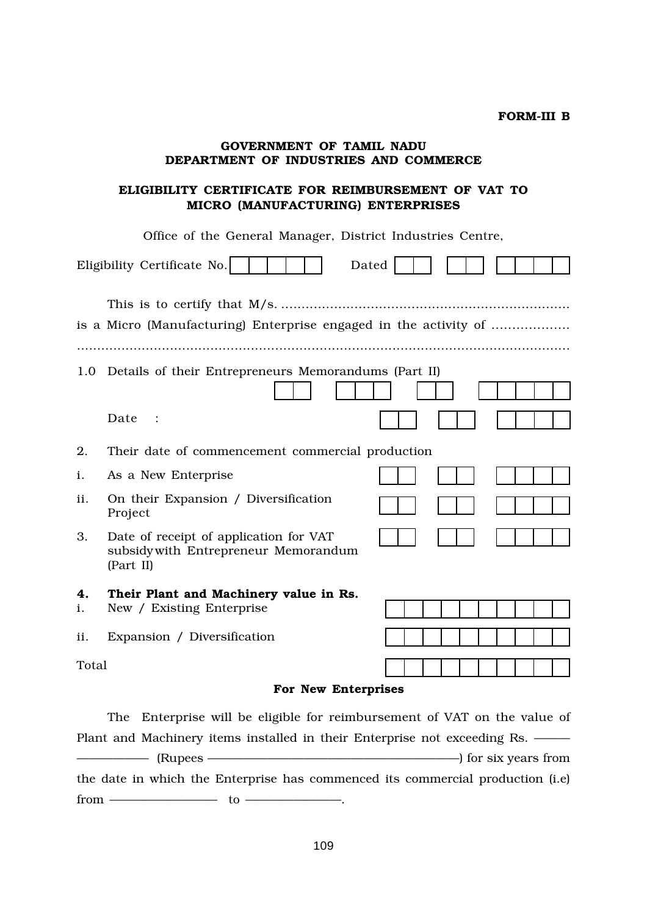**FORM-III B**

**GOVERNMENT OF TAMIL NADU**
**DEPARTMENT OF INDUSTRIES AND COMMERCE**

**ELIGIBILITY CERTIFICATE FOR REIMBURSEMENT OF VAT TO MICRO (MANUFACTURING) ENTERPRISES**

Office of the General Manager, District Industries Centre,

Eligibility Certificate No. [ | | | | ]   Dated [ | ] [ | ] [ | | | ]

This is to certify that M/s. ........................................................................ is a Micro (Manufacturing) Enterprise engaged in the activity of ................... ...............................................................................................................

1.0 Details of their Entrepreneurs Memorandums (Part II)

[ | ] [ | | ] [ | ] [ | | | | ]

Date : [ | ] [ | ] [ | | | ]

2. Their date of commencement commercial production

i. As a New Enterprise [ | ] [ | ] [ | | | ]

ii. On their Expansion / Diversification Project [ | ] [ | ] [ | | | ]

3. Date of receipt of application for VAT subsidy with Entrepreneur Memorandum (Part II) [ | ] [ | ] [ | | | ]

**4. Their Plant and Machinery value in Rs.**

i. New / Existing Enterprise [ | | | | | | | | | ]

ii. Expansion / Diversification [ | | | | | | | | | ]

Total [ | | | | | | | | | ]

**For New Enterprises**

The Enterprise will be eligible for reimbursement of VAT on the value of Plant and Machinery items installed in their Enterprise not exceeding Rs. ———————— (Rupees ——————————————) for six years from the date in which the Enterprise has commenced its commercial production (i.e) from —————— to —————.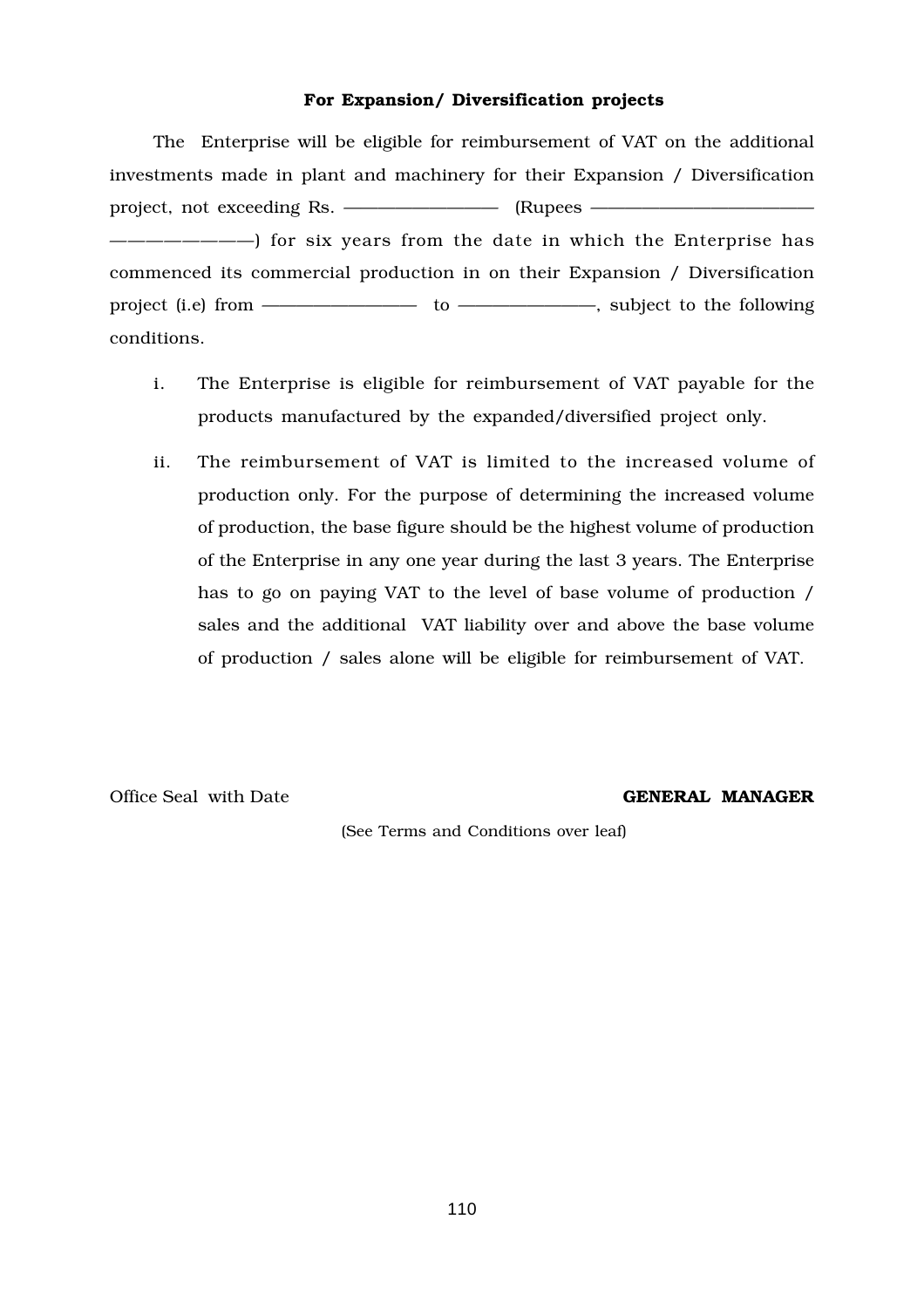**For Expansion/ Diversification projects**

The Enterprise will be eligible for reimbursement of VAT on the additional investments made in plant and machinery for their Expansion / Diversification project, not exceeding Rs. ———————— (Rupees ———————————————————————) for six years from the date in which the Enterprise has commenced its commercial production in on their Expansion / Diversification project (i.e) from ———————— to ———————, subject to the following conditions.

i. The Enterprise is eligible for reimbursement of VAT payable for the products manufactured by the expanded/diversified project only.

ii. The reimbursement of VAT is limited to the increased volume of production only. For the purpose of determining the increased volume of production, the base figure should be the highest volume of production of the Enterprise in any one year during the last 3 years. The Enterprise has to go on paying VAT to the level of base volume of production / sales and the additional VAT liability over and above the base volume of production / sales alone will be eligible for reimbursement of VAT.

Office Seal with Date **GENERAL MANAGER**

(See Terms and Conditions over leaf)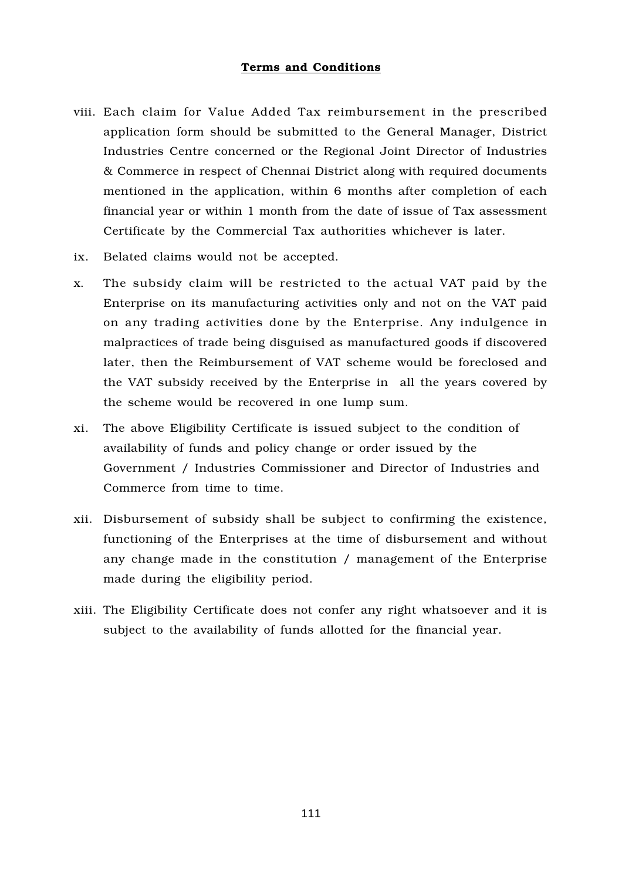**Terms and Conditions**

viii. Each claim for Value Added Tax reimbursement in the prescribed application form should be submitted to the General Manager, District Industries Centre concerned or the Regional Joint Director of Industries & Commerce in respect of Chennai District along with required documents mentioned in the application, within 6 months after completion of each financial year or within 1 month from the date of issue of Tax assessment Certificate by the Commercial Tax authorities whichever is later.

ix. Belated claims would not be accepted.

x. The subsidy claim will be restricted to the actual VAT paid by the Enterprise on its manufacturing activities only and not on the VAT paid on any trading activities done by the Enterprise. Any indulgence in malpractices of trade being disguised as manufactured goods if discovered later, then the Reimbursement of VAT scheme would be foreclosed and the VAT subsidy received by the Enterprise in all the years covered by the scheme would be recovered in one lump sum.

xi. The above Eligibility Certificate is issued subject to the condition of availability of funds and policy change or order issued by the Government / Industries Commissioner and Director of Industries and Commerce from time to time.

xii. Disbursement of subsidy shall be subject to confirming the existence, functioning of the Enterprises at the time of disbursement and without any change made in the constitution / management of the Enterprise made during the eligibility period.

xiii. The Eligibility Certificate does not confer any right whatsoever and it is subject to the availability of funds allotted for the financial year.